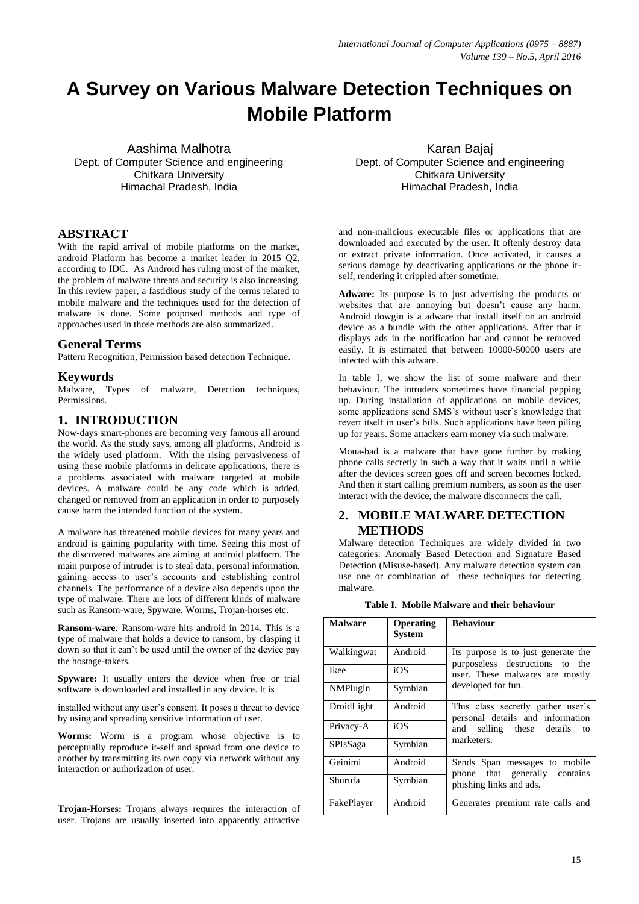# A Survey on Various Malware Detection Techniques on Mobile Platform

Aashima Malhotra
Dept. of Computer Science and engineering
Chitkara University
Himachal Pradesh, India

Karan Bajaj
Dept. of Computer Science and engineering
Chitkara University
Himachal Pradesh, India

## ABSTRACT

With the rapid arrival of mobile platforms on the market, android Platform has become a market leader in 2015 Q2, according to IDC. As Android has ruling most of the market, the problem of malware threats and security is also increasing. In this review paper, a fastidious study of the terms related to mobile malware and the techniques used for the detection of malware is done. Some proposed methods and type of approaches used in those methods are also summarized.

## General Terms

Pattern Recognition, Permission based detection Technique.

## Keywords

Malware, Types of malware, Detection techniques, Permissions.

## 1. INTRODUCTION

Now-days smart-phones are becoming very famous all around the world. As the study says, among all platforms, Android is the widely used platform. With the rising pervasiveness of using these mobile platforms in delicate applications, there is a problems associated with malware targeted at mobile devices. A malware could be any code which is added, changed or removed from an application in order to purposely cause harm the intended function of the system.

A malware has threatened mobile devices for many years and android is gaining popularity with time. Seeing this most of the discovered malwares are aiming at android platform. The main purpose of intruder is to steal data, personal information, gaining access to user's accounts and establishing control channels. The performance of a device also depends upon the type of malware. There are lots of different kinds of malware such as Ransom-ware, Spyware, Worms, Trojan-horses etc.

**Ransom-ware***:* Ransom-ware hits android in 2014. This is a type of malware that holds a device to ransom, by clasping it down so that it can't be used until the owner of the device pay the hostage-takers.

**Spyware:** It usually enters the device when free or trial software is downloaded and installed in any device. It is installed without any user's consent. It poses a threat to device by using and spreading sensitive information of user.

**Worms:** Worm is a program whose objective is to perceptually reproduce it-self and spread from one device to another by transmitting its own copy via network without any interaction or authorization of user.

**Trojan-Horses:** Trojans always requires the interaction of user. Trojans are usually inserted into apparently attractive and non-malicious executable files or applications that are downloaded and executed by the user. It oftenly destroy data or extract private information. Once activated, it causes a serious damage by deactivating applications or the phone it-self, rendering it crippled after sometime.

**Adware:** Its purpose is to just advertising the products or websites that are annoying but doesn't cause any harm. Android dowgin is a adware that install itself on an android device as a bundle with the other applications. After that it displays ads in the notification bar and cannot be removed easily. It is estimated that between 10000-50000 users are infected with this adware.

In table I, we show the list of some malware and their behaviour. The intruders sometimes have financial pepping up. During installation of applications on mobile devices, some applications send SMS's without user's knowledge that revert itself in user's bills. Such applications have been piling up for years. Some attackers earn money via such malware.

Moua-bad is a malware that have gone further by making phone calls secretly in such a way that it waits until a while after the devices screen goes off and screen becomes locked. And then it start calling premium numbers, as soon as the user interact with the device, the malware disconnects the call.

## 2. MOBILE MALWARE DETECTION METHODS

Malware detection Techniques are widely divided in two categories: Anomaly Based Detection and Signature Based Detection (Misuse-based). Any malware detection system can use one or combination of these techniques for detecting malware.

**Table I. Mobile Malware and their behaviour**

| Malware | Operating System | Behaviour |
|---|---|---|
| Walkingwat | Android | Its purpose is to just generate the purposeless destructions to the user. These malwares are mostly developed for fun. |
| Ikee | iOS | |
| NMPlugin | Symbian | |
| DroidLight | Android | This class secretly gather user's personal details and information and selling these details to marketers. |
| Privacy-A | iOS | |
| SPIsSaga | Symbian | |
| Geinimi | Android | Sends Span messages to mobile phone that generally contains phishing links and ads. |
| Shurufa | Symbian | |
| FakePlayer | Android | Generates premium rate calls and |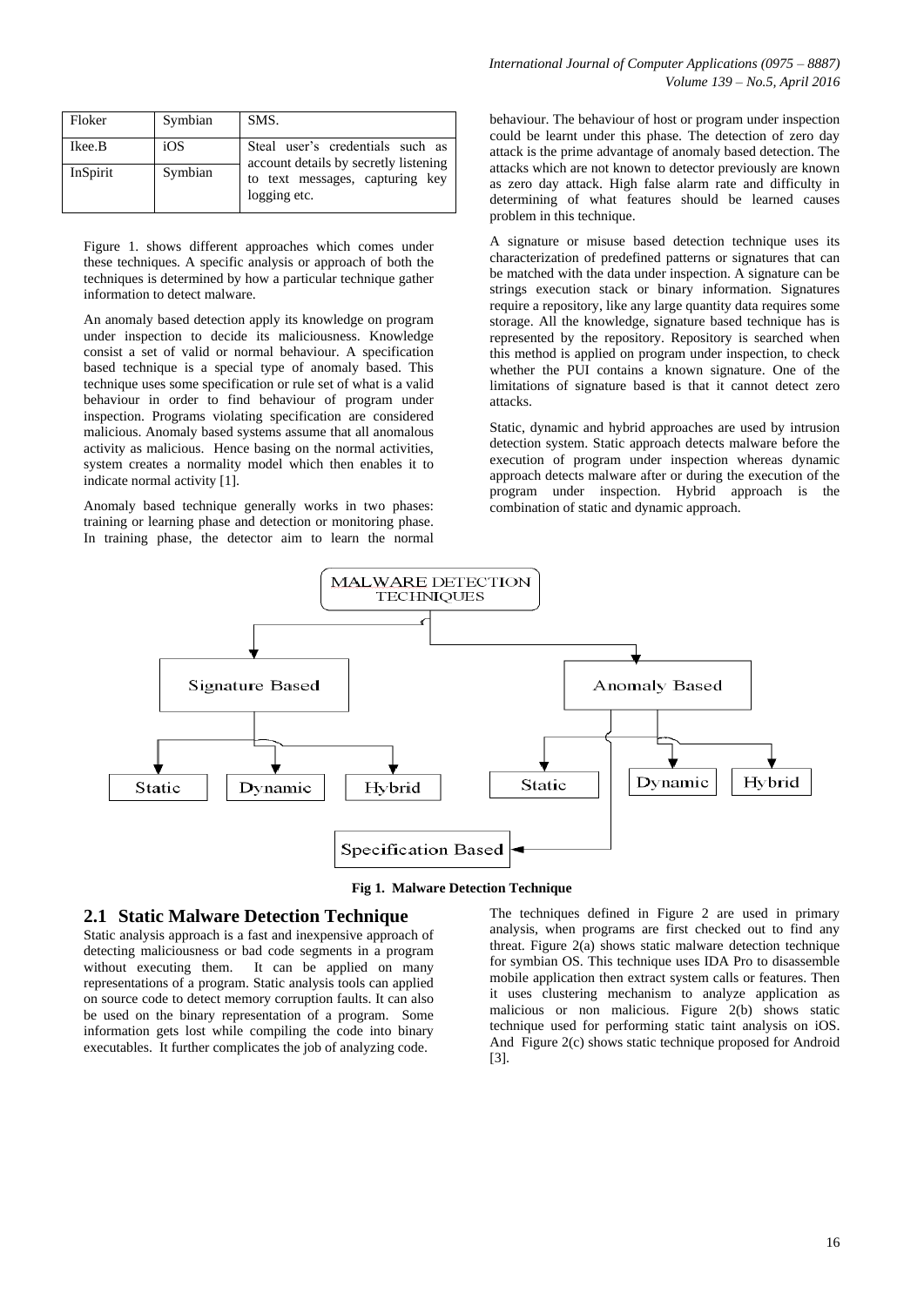| Floker | Symbian | SMS. |
|---|---|---|
| Ikee.B | iOS | Steal user's credentials such as account details by secretly listening to text messages, capturing key logging etc. |
| InSpirit | Symbian | |

Figure 1. shows different approaches which comes under these techniques. A specific analysis or approach of both the techniques is determined by how a particular technique gather information to detect malware.

An anomaly based detection apply its knowledge on program under inspection to decide its maliciousness. Knowledge consist a set of valid or normal behaviour. A specification based technique is a special type of anomaly based. This technique uses some specification or rule set of what is a valid behaviour in order to find behaviour of program under inspection. Programs violating specification are considered malicious. Anomaly based systems assume that all anomalous activity as malicious. Hence basing on the normal activities, system creates a normality model which then enables it to indicate normal activity [1].

Anomaly based technique generally works in two phases: training or learning phase and detection or monitoring phase. In training phase, the detector aim to learn the normal behaviour. The behaviour of host or program under inspection could be learnt under this phase. The detection of zero day attack is the prime advantage of anomaly based detection. The attacks which are not known to detector previously are known as zero day attack. High false alarm rate and difficulty in determining of what features should be learned causes problem in this technique.

A signature or misuse based detection technique uses its characterization of predefined patterns or signatures that can be matched with the data under inspection. A signature can be strings execution stack or binary information. Signatures require a repository, like any large quantity data requires some storage. All the knowledge, signature based technique has is represented by the repository. Repository is searched when this method is applied on program under inspection, to check whether the PUI contains a known signature. One of the limitations of signature based is that it cannot detect zero attacks.

Static, dynamic and hybrid approaches are used by intrusion detection system. Static approach detects malware before the execution of program under inspection whereas dynamic approach detects malware after or during the execution of the program under inspection. Hybrid approach is the combination of static and dynamic approach.

MALWARE DETECTION TECHNIQUES

Signature Based: Static, Dynamic, Hybrid

Anomaly Based: Static, Dynamic, Hybrid, Specification Based

**Fig 1. Malware Detection Technique**

## 2.1 Static Malware Detection Technique

Static analysis approach is a fast and inexpensive approach of detecting maliciousness or bad code segments in a program without executing them. It can be applied on many representations of a program. Static analysis tools can applied on source code to detect memory corruption faults. It can also be used on the binary representation of a program. Some information gets lost while compiling the code into binary executables. It further complicates the job of analyzing code.

The techniques defined in Figure 2 are used in primary analysis, when programs are first checked out to find any threat. Figure 2(a) shows static malware detection technique for symbian OS. This technique uses IDA Pro to disassemble mobile application then extract system calls or features. Then it uses clustering mechanism to analyze application as malicious or non malicious. Figure 2(b) shows static technique used for performing static taint analysis on iOS. And Figure 2(c) shows static technique proposed for Android [3].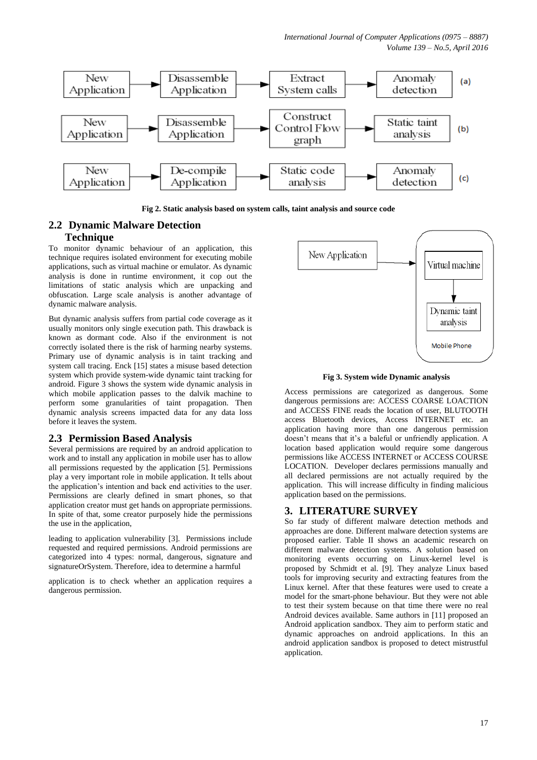Fig 2. Static analysis based on system calls, taint analysis and source code

## 2.2 Dynamic Malware Detection Technique

To monitor dynamic behaviour of an application, this technique requires isolated environment for executing mobile applications, such as virtual machine or emulator. As dynamic analysis is done in runtime environment, it cop out the limitations of static analysis which are unpacking and obfuscation. Large scale analysis is another advantage of dynamic malware analysis.

But dynamic analysis suffers from partial code coverage as it usually monitors only single execution path. This drawback is known as dormant code. Also if the environment is not correctly isolated there is the risk of harming nearby systems. Primary use of dynamic analysis is in taint tracking and system call tracing. Enck [15] states a misuse based detection system which provide system-wide dynamic taint tracking for android. Figure 3 shows the system wide dynamic analysis in which mobile application passes to the dalvik machine to perform some granularities of taint propagation. Then dynamic analysis screens impacted data for any data loss before it leaves the system.

Fig 3. System wide Dynamic analysis

## 2.3 Permission Based Analysis

Several permissions are required by an android application to work and to install any application in mobile user has to allow all permissions requested by the application [5]. Permissions play a very important role in mobile application. It tells about the application's intention and back end activities to the user. Permissions are clearly defined in smart phones, so that application creator must get hands on appropriate permissions. In spite of that, some creator purposely hide the permissions the use in the application,

leading to application vulnerability [3]. Permissions include requested and required permissions. Android permissions are categorized into 4 types: normal, dangerous, signature and signatureOrSystem. Therefore, idea to determine a harmful

application is to check whether an application requires a dangerous permission.

Access permissions are categorized as dangerous. Some dangerous permissions are: ACCESS COARSE LOACTION and ACCESS FINE reads the location of user, BLUTOOTH access Bluetooth devices, Access INTERNET etc. an application having more than one dangerous permission doesn't means that it's a baleful or unfriendly application. A location based application would require some dangerous permissions like ACCESS INTERNET or ACCESS COURSE LOCATION. Developer declares permissions manually and all declared permissions are not actually required by the application. This will increase difficulty in finding malicious application based on the permissions.

# 3. LITERATURE SURVEY

So far study of different malware detection methods and approaches are done. Different malware detection systems are proposed earlier. Table II shows an academic research on different malware detection systems. A solution based on monitoring events occurring on Linux-kernel level is proposed by Schmidt et al. [9]. They analyze Linux based tools for improving security and extracting features from the Linux kernel. After that these features were used to create a model for the smart-phone behaviour. But they were not able to test their system because on that time there were no real Android devices available. Same authors in [11] proposed an Android application sandbox. They aim to perform static and dynamic approaches on android applications. In this an android application sandbox is proposed to detect mistrustful application.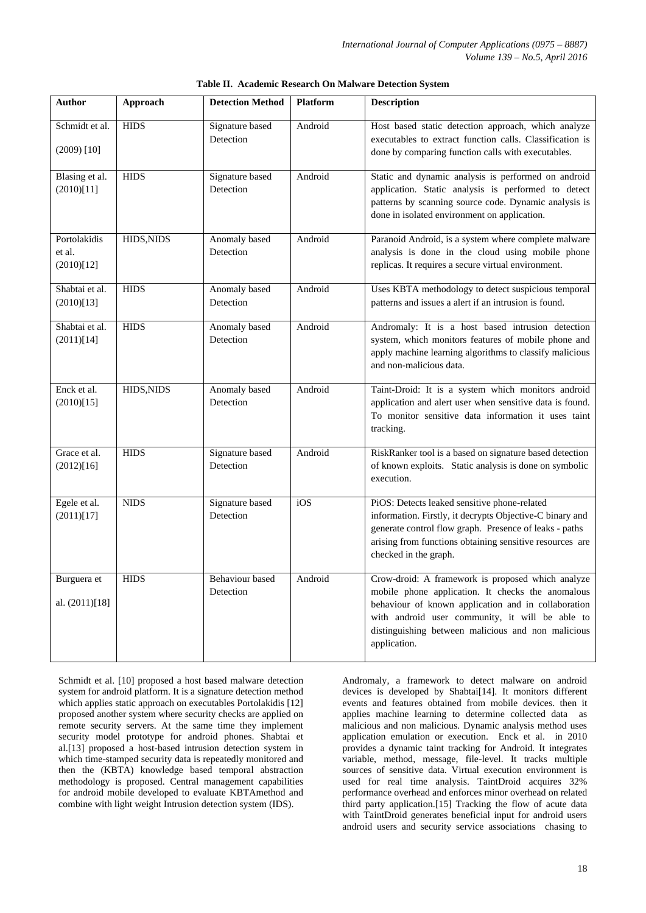**Table II. Academic Research On Malware Detection System**

| Author | Approach | Detection Method | Platform | Description |
|---|---|---|---|---|
| Schmidt et al. (2009) [10] | HIDS | Signature based Detection | Android | Host based static detection approach, which analyze executables to extract function calls. Classification is done by comparing function calls with executables. |
| Blasing et al. (2010)[11] | HIDS | Signature based Detection | Android | Static and dynamic analysis is performed on android application. Static analysis is performed to detect patterns by scanning source code. Dynamic analysis is done in isolated environment on application. |
| Portolakidis et al. (2010)[12] | HIDS,NIDS | Anomaly based Detection | Android | Paranoid Android, is a system where complete malware analysis is done in the cloud using mobile phone replicas. It requires a secure virtual environment. |
| Shabtai et al. (2010)[13] | HIDS | Anomaly based Detection | Android | Uses KBTA methodology to detect suspicious temporal patterns and issues a alert if an intrusion is found. |
| Shabtai et al. (2011)[14] | HIDS | Anomaly based Detection | Android | Andromaly: It is a host based intrusion detection system, which monitors features of mobile phone and apply machine learning algorithms to classify malicious and non-malicious data. |
| Enck et al. (2010)[15] | HIDS,NIDS | Anomaly based Detection | Android | Taint-Droid: It is a system which monitors android application and alert user when sensitive data is found. To monitor sensitive data information it uses taint tracking. |
| Grace et al. (2012)[16] | HIDS | Signature based Detection | Android | RiskRanker tool is a based on signature based detection of known exploits. Static analysis is done on symbolic execution. |
| Egele et al. (2011)[17] | NIDS | Signature based Detection | iOS | PiOS: Detects leaked sensitive phone-related information. Firstly, it decrypts Objective-C binary and generate control flow graph. Presence of leaks - paths arising from functions obtaining sensitive resources are checked in the graph. |
| Burguera et al. (2011)[18] | HIDS | Behaviour based Detection | Android | Crow-droid: A framework is proposed which analyze mobile phone application. It checks the anomalous behaviour of known application and in collaboration with android user community, it will be able to distinguishing between malicious and non malicious application. |

Schmidt et al. [10] proposed a host based malware detection system for android platform. It is a signature detection method which applies static approach on executables Portolakidis [12] proposed another system where security checks are applied on remote security servers. At the same time they implement security model prototype for android phones. Shabtai et al.[13] proposed a host-based intrusion detection system in which time-stamped security data is repeatedly monitored and then the (KBTA) knowledge based temporal abstraction methodology is proposed. Central management capabilities for android mobile developed to evaluate KBTAmethod and combine with light weight Intrusion detection system (IDS).

Andromaly, a framework to detect malware on android devices is developed by Shabtai[14]. It monitors different events and features obtained from mobile devices. then it applies machine learning to determine collected data as malicious and non malicious. Dynamic analysis method uses application emulation or execution. Enck et al. in 2010 provides a dynamic taint tracking for Android. It integrates variable, method, message, file-level. It tracks multiple sources of sensitive data. Virtual execution environment is used for real time analysis. TaintDroid acquires 32% performance overhead and enforces minor overhead on related third party application.[15] Tracking the flow of acute data with TaintDroid generates beneficial input for android users android users and security service associations chasing to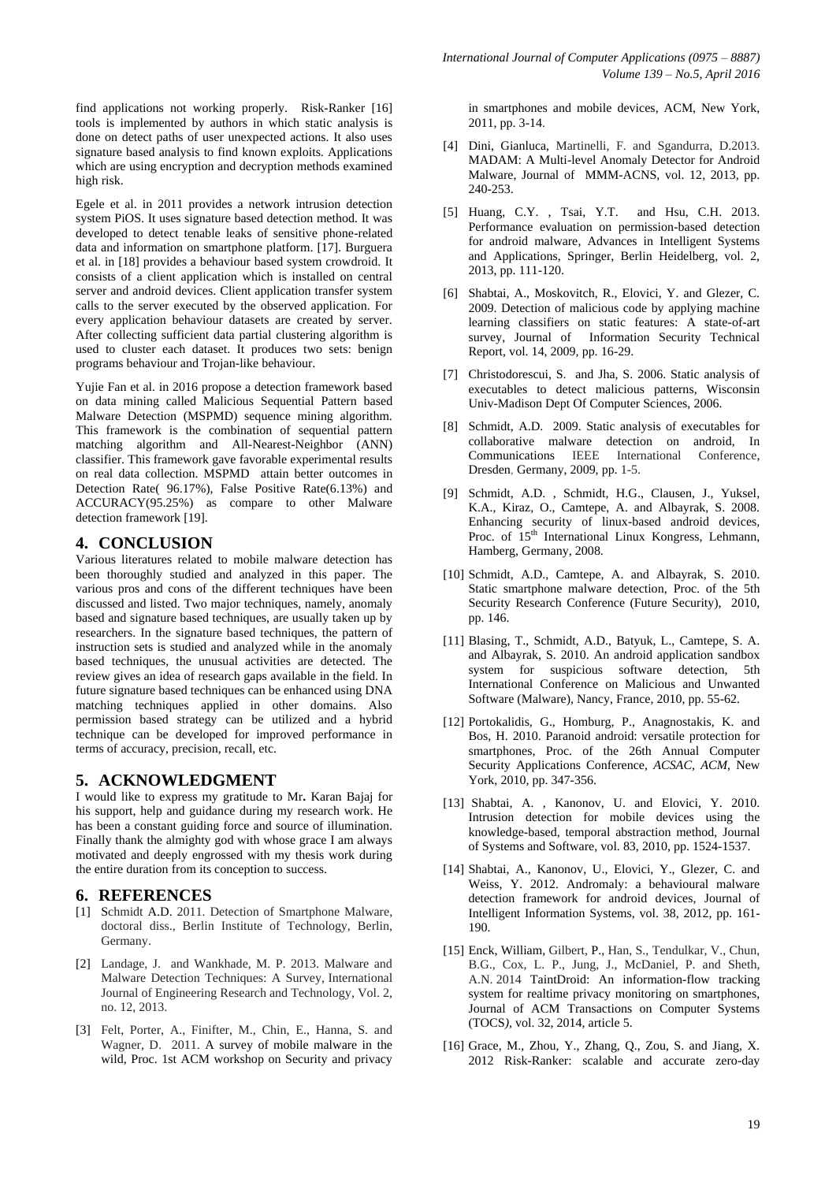find applications not working properly. Risk-Ranker [16] tools is implemented by authors in which static analysis is done on detect paths of user unexpected actions. It also uses signature based analysis to find known exploits. Applications which are using encryption and decryption methods examined high risk.

Egele et al. in 2011 provides a network intrusion detection system PiOS. It uses signature based detection method. It was developed to detect tenable leaks of sensitive phone-related data and information on smartphone platform. [17]. Burguera et al. in [18] provides a behaviour based system crowdroid. It consists of a client application which is installed on central server and android devices. Client application transfer system calls to the server executed by the observed application. For every application behaviour datasets are created by server. After collecting sufficient data partial clustering algorithm is used to cluster each dataset. It produces two sets: benign programs behaviour and Trojan-like behaviour.

Yujie Fan et al. in 2016 propose a detection framework based on data mining called Malicious Sequential Pattern based Malware Detection (MSPMD) sequence mining algorithm. This framework is the combination of sequential pattern matching algorithm and All-Nearest-Neighbor (ANN) classifier. This framework gave favorable experimental results on real data collection. MSPMD attain better outcomes in Detection Rate( 96.17%), False Positive Rate(6.13%) and ACCURACY(95.25%) as compare to other Malware detection framework [19].

## 4. CONCLUSION

Various literatures related to mobile malware detection has been thoroughly studied and analyzed in this paper. The various pros and cons of the different techniques have been discussed and listed. Two major techniques, namely, anomaly based and signature based techniques, are usually taken up by researchers. In the signature based techniques, the pattern of instruction sets is studied and analyzed while in the anomaly based techniques, the unusual activities are detected. The review gives an idea of research gaps available in the field. In future signature based techniques can be enhanced using DNA matching techniques applied in other domains. Also permission based strategy can be utilized and a hybrid technique can be developed for improved performance in terms of accuracy, precision, recall, etc.

## 5. ACKNOWLEDGMENT

I would like to express my gratitude to Mr. Karan Bajaj for his support, help and guidance during my research work. He has been a constant guiding force and source of illumination. Finally thank the almighty god with whose grace I am always motivated and deeply engrossed with my thesis work during the entire duration from its conception to success.

## 6. REFERENCES

[1] Schmidt A.D. 2011. Detection of Smartphone Malware, doctoral diss., Berlin Institute of Technology, Berlin, Germany.

[2] Landage, J. and Wankhade, M. P. 2013. Malware and Malware Detection Techniques: A Survey, International Journal of Engineering Research and Technology, Vol. 2, no. 12, 2013.

[3] Felt, Porter, A., Finifter, M., Chin, E., Hanna, S. and Wagner, D. 2011. A survey of mobile malware in the wild, Proc. 1st ACM workshop on Security and privacy in smartphones and mobile devices, ACM, New York, 2011, pp. 3-14.

[4] Dini, Gianluca, Martinelli, F. and Sgandurra, D.2013. MADAM: A Multi-level Anomaly Detector for Android Malware, Journal of MMM-ACNS, vol. 12, 2013, pp. 240-253.

[5] Huang, C.Y. , Tsai, Y.T. and Hsu, C.H. 2013. Performance evaluation on permission-based detection for android malware, Advances in Intelligent Systems and Applications, Springer, Berlin Heidelberg, vol. 2, 2013, pp. 111-120.

[6] Shabtai, A., Moskovitch, R., Elovici, Y. and Glezer, C. 2009. Detection of malicious code by applying machine learning classifiers on static features: A state-of-art survey, Journal of Information Security Technical Report, vol. 14, 2009, pp. 16-29.

[7] Christodorescui, S. and Jha, S. 2006. Static analysis of executables to detect malicious patterns, Wisconsin Univ-Madison Dept Of Computer Sciences, 2006.

[8] Schmidt, A.D. 2009. Static analysis of executables for collaborative malware detection on android, In Communications IEEE International Conference, Dresden, Germany, 2009, pp. 1-5.

[9] Schmidt, A.D. , Schmidt, H.G., Clausen, J., Yuksel, K.A., Kiraz, O., Camtepe, A. and Albayrak, S. 2008. Enhancing security of linux-based android devices, Proc. of 15th International Linux Kongress, Lehmann, Hamberg, Germany, 2008.

[10] Schmidt, A.D., Camtepe, A. and Albayrak, S. 2010. Static smartphone malware detection, Proc. of the 5th Security Research Conference (Future Security), 2010, pp. 146.

[11] Blasing, T., Schmidt, A.D., Batyuk, L., Camtepe, S. A. and Albayrak, S. 2010. An android application sandbox system for suspicious software detection, 5th International Conference on Malicious and Unwanted Software (Malware), Nancy, France, 2010, pp. 55-62.

[12] Portokalidis, G., Homburg, P., Anagnostakis, K. and Bos, H. 2010. Paranoid android: versatile protection for smartphones, Proc. of the 26th Annual Computer Security Applications Conference, *ACSAC*, *ACM*, New York, 2010, pp. 347-356.

[13] Shabtai, A. , Kanonov, U. and Elovici, Y. 2010. Intrusion detection for mobile devices using the knowledge-based, temporal abstraction method, Journal of Systems and Software, vol. 83, 2010, pp. 1524-1537.

[14] Shabtai, A., Kanonov, U., Elovici, Y., Glezer, C. and Weiss, Y. 2012. Andromaly: a behavioural malware detection framework for android devices, Journal of Intelligent Information Systems, vol. 38, 2012, pp. 161-190.

[15] Enck, William, Gilbert, P., Han, S., Tendulkar, V., Chun, B.G., Cox, L. P., Jung, J., McDaniel, P. and Sheth, A.N. 2014 TaintDroid: An information-flow tracking system for realtime privacy monitoring on smartphones, Journal of ACM Transactions on Computer Systems (TOCS*)*, vol. 32, 2014, article 5.

[16] Grace, M., Zhou, Y., Zhang, Q., Zou, S. and Jiang, X. 2012 Risk-Ranker: scalable and accurate zero-day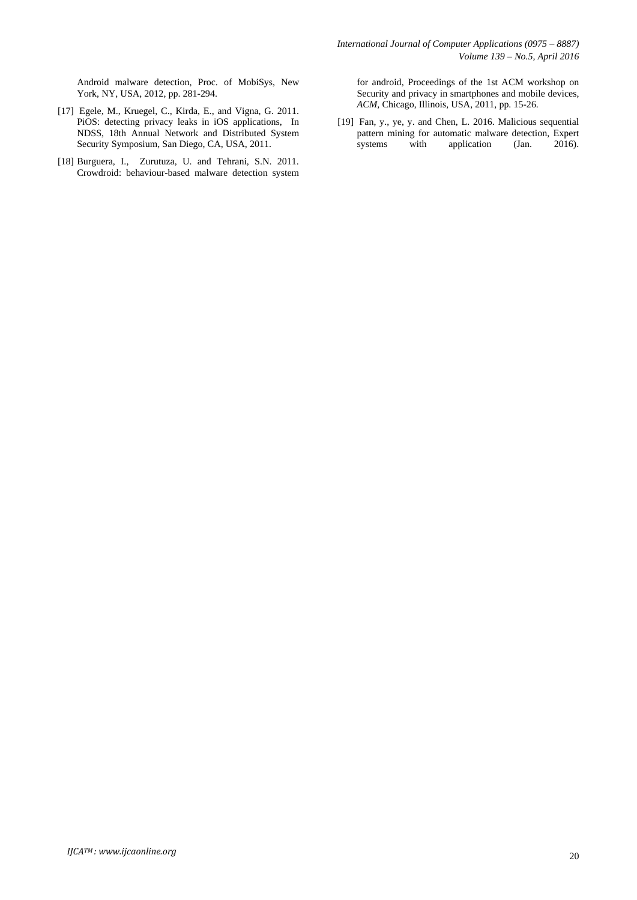Android malware detection, Proc. of MobiSys, New York, NY, USA, 2012, pp. 281-294.

[17] Egele, M., Kruegel, C., Kirda, E., and Vigna, G. 2011. PiOS: detecting privacy leaks in iOS applications, In NDSS, 18th Annual Network and Distributed System Security Symposium, San Diego, CA, USA, 2011.

[18] Burguera, I., Zurutuza, U. and Tehrani, S.N. 2011. Crowdroid: behaviour-based malware detection system for android, Proceedings of the 1st ACM workshop on Security and privacy in smartphones and mobile devices, *ACM*, Chicago, Illinois, USA, 2011, pp. 15-26.

[19] Fan, y., ye, y. and Chen, L. 2016. Malicious sequential pattern mining for automatic malware detection, Expert systems with application (Jan. 2016).